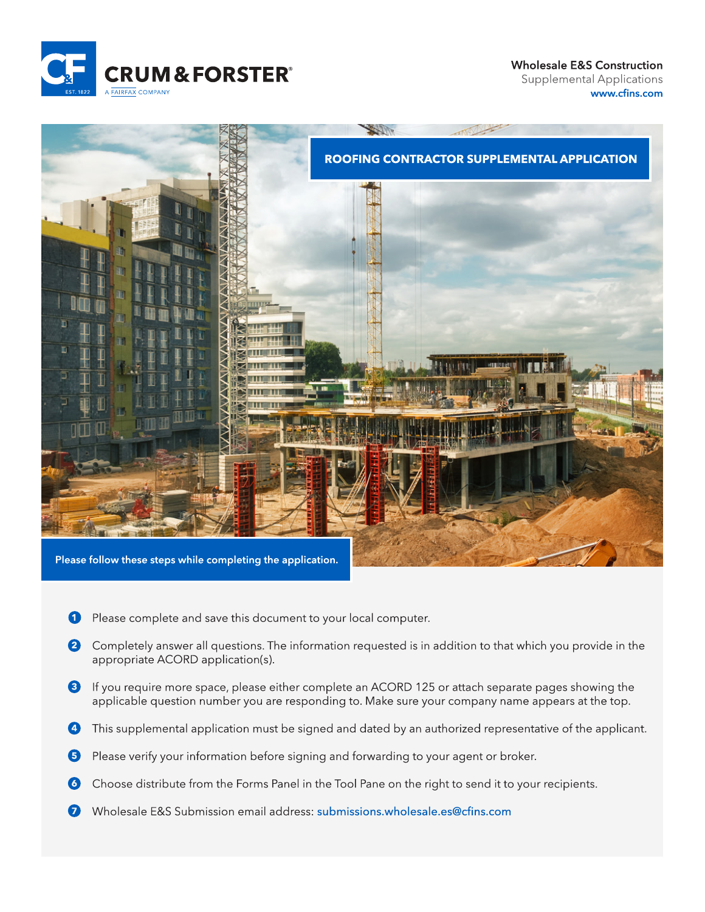CRUM & FORSTER

A FAIRFAX COMPANY

**Wholesale E&S Construction**
Supplemental Applications
www.cfins.com

# ROOFING CONTRACTOR SUPPLEMENTAL APPLICATION

**Please follow these steps while completing the application.**

1. Please complete and save this document to your local computer.
2. Completely answer all questions. The information requested is in addition to that which you provide in the appropriate ACORD application(s).
3. If you require more space, please either complete an ACORD 125 or attach separate pages showing the applicable question number you are responding to. Make sure your company name appears at the top.
4. This supplemental application must be signed and dated by an authorized representative of the applicant.
5. Please verify your information before signing and forwarding to your agent or broker.
6. Choose distribute from the Forms Panel in the Tool Pane on the right to send it to your recipients.
7. Wholesale E&S Submission email address: submissions.wholesale.es@cfins.com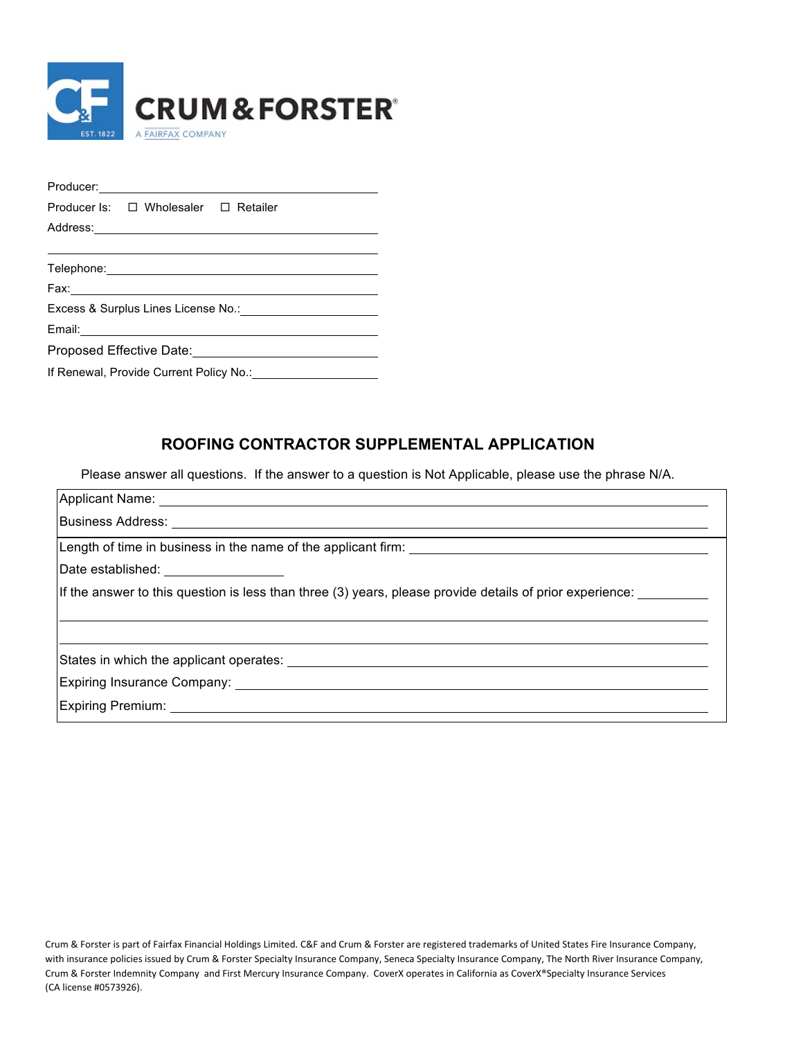CRUM & FORSTER

A FAIRFAX COMPANY

Producer: ____________________________________________

Producer Is: ☐ Wholesaler ☐ Retailer

Address: ____________________________________________

______________________________________________________

Telephone: ___________________________________________

Fax: _________________________________________________

Excess & Surplus Lines License No.: ____________________

Email: _______________________________________________

Proposed Effective Date: ______________________________

If Renewal, Provide Current Policy No.: _________________

## ROOFING CONTRACTOR SUPPLEMENTAL APPLICATION

Please answer all questions. If the answer to a question is Not Applicable, please use the phrase N/A.

Applicant Name: ______________________________________________________________

Business Address: _____________________________________________________________

Length of time in business in the name of the applicant firm: ___________________________

Date established: ________________

If the answer to this question is less than three (3) years, please provide details of prior experience: __________

______________________________________________________________________________

______________________________________________________________________________

States in which the applicant operates: ____________________________________________

Expiring Insurance Company: ___________________________________________________

Expiring Premium: ____________________________________________________________

Crum & Forster is part of Fairfax Financial Holdings Limited. C&F and Crum & Forster are registered trademarks of United States Fire Insurance Company, with insurance policies issued by Crum & Forster Specialty Insurance Company, Seneca Specialty Insurance Company, The North River Insurance Company, Crum & Forster Indemnity Company and First Mercury Insurance Company. CoverX operates in California as CoverX®Specialty Insurance Services (CA license #0573926).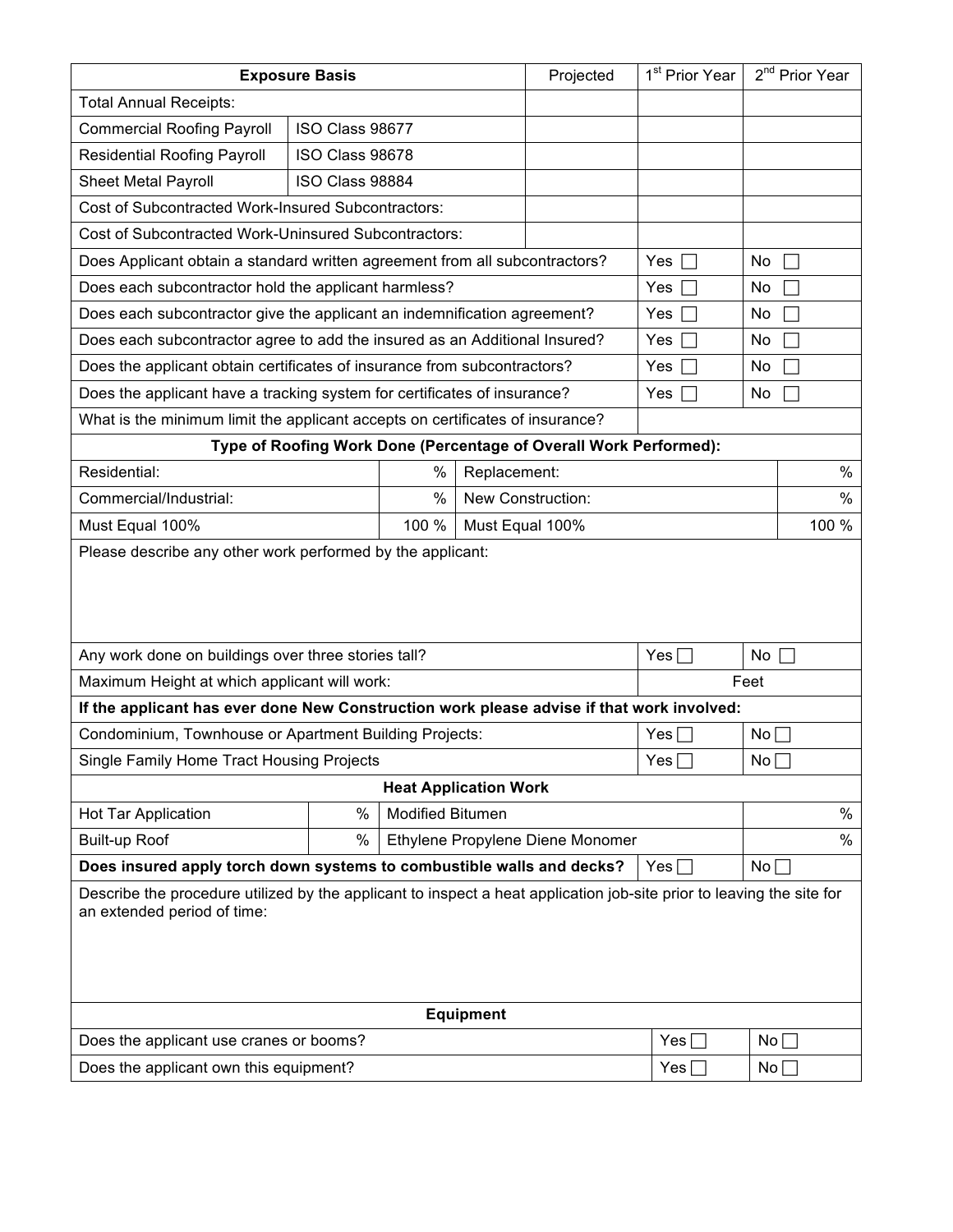| Exposure Basis | | Projected | 1st Prior Year | 2nd Prior Year |
|---|---|---|---|---|
| Total Annual Receipts: | | | | |
| Commercial Roofing Payroll | ISO Class 98677 | | | |
| Residential Roofing Payroll | ISO Class 98678 | | | |
| Sheet Metal Payroll | ISO Class 98884 | | | |
| Cost of Subcontracted Work-Insured Subcontractors: | | | | |
| Cost of Subcontracted Work-Uninsured Subcontractors: | | | | |
| Does Applicant obtain a standard written agreement from all subcontractors? | | | Yes ☐ | No ☐ |
| Does each subcontractor hold the applicant harmless? | | | Yes ☐ | No ☐ |
| Does each subcontractor give the applicant an indemnification agreement? | | | Yes ☐ | No ☐ |
| Does each subcontractor agree to add the insured as an Additional Insured? | | | Yes ☐ | No ☐ |
| Does the applicant obtain certificates of insurance from subcontractors? | | | Yes ☐ | No ☐ |
| Does the applicant have a tracking system for certificates of insurance? | | | Yes ☐ | No ☐ |
| What is the minimum limit the applicant accepts on certificates of insurance? | | | | |

**Type of Roofing Work Done (Percentage of Overall Work Performed):**

| | | | |
|---|---|---|---|
| Residential: | % | Replacement: | % |
| Commercial/Industrial: | % | New Construction: | % |
| Must Equal 100% | 100 % | Must Equal 100% | 100 % |

Please describe any other work performed by the applicant:

| | | |
|---|---|---|
| Any work done on buildings over three stories tall? | Yes ☐ | No ☐ |
| Maximum Height at which applicant will work: | Feet | |

**If the applicant has ever done New Construction work please advise if that work involved:**

| | | |
|---|---|---|
| Condominium, Townhouse or Apartment Building Projects: | Yes ☐ | No ☐ |
| Single Family Home Tract Housing Projects | Yes ☐ | No ☐ |

**Heat Application Work**

| | | | |
|---|---|---|---|
| Hot Tar Application | % | Modified Bitumen | % |
| Built-up Roof | % | Ethylene Propylene Diene Monomer | % |

| | | |
|---|---|---|
| **Does insured apply torch down systems to combustible walls and decks?** | Yes ☐ | No ☐ |

Describe the procedure utilized by the applicant to inspect a heat application job-site prior to leaving the site for an extended period of time:

**Equipment**

| | | |
|---|---|---|
| Does the applicant use cranes or booms? | Yes ☐ | No ☐ |
| Does the applicant own this equipment? | Yes ☐ | No ☐ |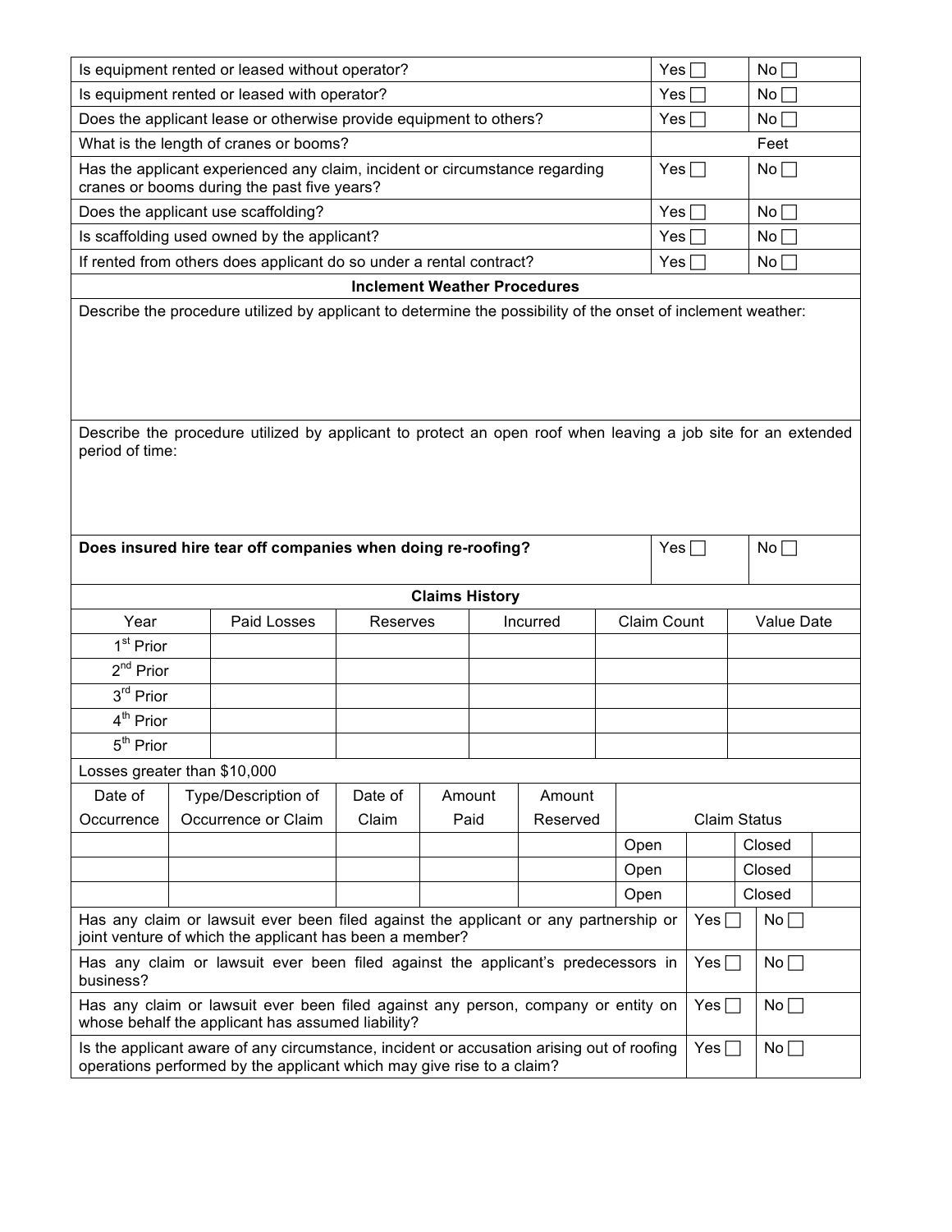| Question | | |
|---|---|---|
| Is equipment rented or leased without operator? | Yes ☐ | No ☐ |
| Is equipment rented or leased with operator? | Yes ☐ | No ☐ |
| Does the applicant lease or otherwise provide equipment to others? | Yes ☐ | No ☐ |
| What is the length of cranes or booms? | | Feet |
| Has the applicant experienced any claim, incident or circumstance regarding cranes or booms during the past five years? | Yes ☐ | No ☐ |
| Does the applicant use scaffolding? | Yes ☐ | No ☐ |
| Is scaffolding used owned by the applicant? | Yes ☐ | No ☐ |
| If rented from others does applicant do so under a rental contract? | Yes ☐ | No ☐ |

## Inclement Weather Procedures

Describe the procedure utilized by applicant to determine the possibility of the onset of inclement weather:

Describe the procedure utilized by applicant to protect an open roof when leaving a job site for an extended period of time:

| Question | | |
|---|---|---|
| **Does insured hire tear off companies when doing re-roofing?** | Yes ☐ | No ☐ |

## Claims History

| Year | Paid Losses | Reserves | Incurred | Claim Count | Value Date |
|---|---|---|---|---|---|
| 1st Prior | | | | | |
| 2nd Prior | | | | | |
| 3rd Prior | | | | | |
| 4th Prior | | | | | |
| 5th Prior | | | | | |

Losses greater than $10,000

| Date of Occurrence | Type/Description of Occurrence or Claim | Date of Claim | Amount Paid | Amount Reserved | Claim Status | | | |
|---|---|---|---|---|---|---|---|---|
| | | | | | Open | | Closed | |
| | | | | | Open | | Closed | |
| | | | | | Open | | Closed | |

| Question | | |
|---|---|---|
| Has any claim or lawsuit ever been filed against the applicant or any partnership or joint venture of which the applicant has been a member? | Yes ☐ | No ☐ |
| Has any claim or lawsuit ever been filed against the applicant's predecessors in business? | Yes ☐ | No ☐ |
| Has any claim or lawsuit ever been filed against any person, company or entity on whose behalf the applicant has assumed liability? | Yes ☐ | No ☐ |
| Is the applicant aware of any circumstance, incident or accusation arising out of roofing operations performed by the applicant which may give rise to a claim? | Yes ☐ | No ☐ |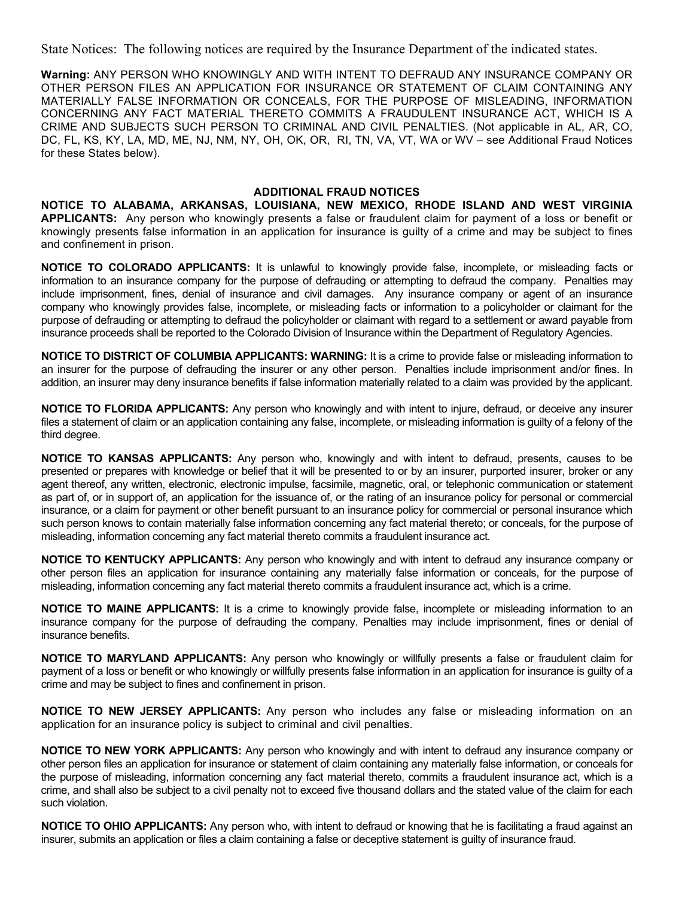State Notices: The following notices are required by the Insurance Department of the indicated states.

**Warning:** ANY PERSON WHO KNOWINGLY AND WITH INTENT TO DEFRAUD ANY INSURANCE COMPANY OR OTHER PERSON FILES AN APPLICATION FOR INSURANCE OR STATEMENT OF CLAIM CONTAINING ANY MATERIALLY FALSE INFORMATION OR CONCEALS, FOR THE PURPOSE OF MISLEADING, INFORMATION CONCERNING ANY FACT MATERIAL THERETO COMMITS A FRAUDULENT INSURANCE ACT, WHICH IS A CRIME AND SUBJECTS SUCH PERSON TO CRIMINAL AND CIVIL PENALTIES. (Not applicable in AL, AR, CO, DC, FL, KS, KY, LA, MD, ME, NJ, NM, NY, OH, OK, OR, RI, TN, VA, VT, WA or WV – see Additional Fraud Notices for these States below).

## ADDITIONAL FRAUD NOTICES

**NOTICE TO ALABAMA, ARKANSAS, LOUISIANA, NEW MEXICO, RHODE ISLAND AND WEST VIRGINIA APPLICANTS:** Any person who knowingly presents a false or fraudulent claim for payment of a loss or benefit or knowingly presents false information in an application for insurance is guilty of a crime and may be subject to fines and confinement in prison.

**NOTICE TO COLORADO APPLICANTS:** It is unlawful to knowingly provide false, incomplete, or misleading facts or information to an insurance company for the purpose of defrauding or attempting to defraud the company. Penalties may include imprisonment, fines, denial of insurance and civil damages. Any insurance company or agent of an insurance company who knowingly provides false, incomplete, or misleading facts or information to a policyholder or claimant for the purpose of defrauding or attempting to defraud the policyholder or claimant with regard to a settlement or award payable from insurance proceeds shall be reported to the Colorado Division of Insurance within the Department of Regulatory Agencies.

**NOTICE TO DISTRICT OF COLUMBIA APPLICANTS: WARNING:** It is a crime to provide false or misleading information to an insurer for the purpose of defrauding the insurer or any other person. Penalties include imprisonment and/or fines. In addition, an insurer may deny insurance benefits if false information materially related to a claim was provided by the applicant.

**NOTICE TO FLORIDA APPLICANTS:** Any person who knowingly and with intent to injure, defraud, or deceive any insurer files a statement of claim or an application containing any false, incomplete, or misleading information is guilty of a felony of the third degree.

**NOTICE TO KANSAS APPLICANTS:** Any person who, knowingly and with intent to defraud, presents, causes to be presented or prepares with knowledge or belief that it will be presented to or by an insurer, purported insurer, broker or any agent thereof, any written, electronic, electronic impulse, facsimile, magnetic, oral, or telephonic communication or statement as part of, or in support of, an application for the issuance of, or the rating of an insurance policy for personal or commercial insurance, or a claim for payment or other benefit pursuant to an insurance policy for commercial or personal insurance which such person knows to contain materially false information concerning any fact material thereto; or conceals, for the purpose of misleading, information concerning any fact material thereto commits a fraudulent insurance act.

**NOTICE TO KENTUCKY APPLICANTS:** Any person who knowingly and with intent to defraud any insurance company or other person files an application for insurance containing any materially false information or conceals, for the purpose of misleading, information concerning any fact material thereto commits a fraudulent insurance act, which is a crime.

**NOTICE TO MAINE APPLICANTS:** It is a crime to knowingly provide false, incomplete or misleading information to an insurance company for the purpose of defrauding the company. Penalties may include imprisonment, fines or denial of insurance benefits.

**NOTICE TO MARYLAND APPLICANTS:** Any person who knowingly or willfully presents a false or fraudulent claim for payment of a loss or benefit or who knowingly or willfully presents false information in an application for insurance is guilty of a crime and may be subject to fines and confinement in prison.

**NOTICE TO NEW JERSEY APPLICANTS:** Any person who includes any false or misleading information on an application for an insurance policy is subject to criminal and civil penalties.

**NOTICE TO NEW YORK APPLICANTS:** Any person who knowingly and with intent to defraud any insurance company or other person files an application for insurance or statement of claim containing any materially false information, or conceals for the purpose of misleading, information concerning any fact material thereto, commits a fraudulent insurance act, which is a crime, and shall also be subject to a civil penalty not to exceed five thousand dollars and the stated value of the claim for each such violation.

**NOTICE TO OHIO APPLICANTS:** Any person who, with intent to defraud or knowing that he is facilitating a fraud against an insurer, submits an application or files a claim containing a false or deceptive statement is guilty of insurance fraud.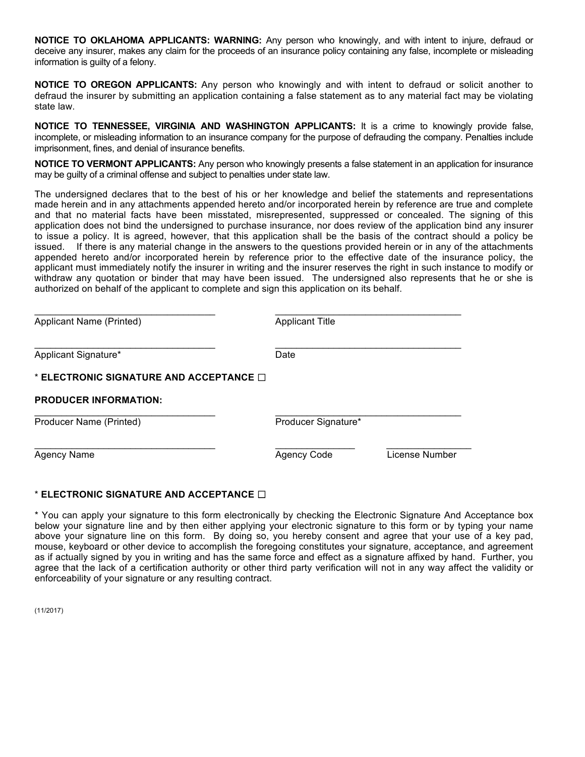**NOTICE TO OKLAHOMA APPLICANTS: WARNING:** Any person who knowingly, and with intent to injure, defraud or deceive any insurer, makes any claim for the proceeds of an insurance policy containing any false, incomplete or misleading information is guilty of a felony.

**NOTICE TO OREGON APPLICANTS:** Any person who knowingly and with intent to defraud or solicit another to defraud the insurer by submitting an application containing a false statement as to any material fact may be violating state law.

**NOTICE TO TENNESSEE, VIRGINIA AND WASHINGTON APPLICANTS:** It is a crime to knowingly provide false, incomplete, or misleading information to an insurance company for the purpose of defrauding the company. Penalties include imprisonment, fines, and denial of insurance benefits.

**NOTICE TO VERMONT APPLICANTS:** Any person who knowingly presents a false statement in an application for insurance may be guilty of a criminal offense and subject to penalties under state law.

The undersigned declares that to the best of his or her knowledge and belief the statements and representations made herein and in any attachments appended hereto and/or incorporated herein by reference are true and complete and that no material facts have been misstated, misrepresented, suppressed or concealed. The signing of this application does not bind the undersigned to purchase insurance, nor does review of the application bind any insurer to issue a policy. It is agreed, however, that this application shall be the basis of the contract should a policy be issued. If there is any material change in the answers to the questions provided herein or in any of the attachments appended hereto and/or incorporated herein by reference prior to the effective date of the insurance policy, the applicant must immediately notify the insurer in writing and the insurer reserves the right in such instance to modify or withdraw any quotation or binder that may have been issued. The undersigned also represents that he or she is authorized on behalf of the applicant to complete and sign this application on its behalf.

| | |
|---|---|
| Applicant Name (Printed) | Applicant Title |
| Applicant Signature* | Date |

* **ELECTRONIC SIGNATURE AND ACCEPTANCE ☐**

**PRODUCER INFORMATION:**

| | | |
|---|---|---|
| Producer Name (Printed) | Producer Signature* | |
| Agency Name | Agency Code | License Number |

* **ELECTRONIC SIGNATURE AND ACCEPTANCE ☐**

* You can apply your signature to this form electronically by checking the Electronic Signature And Acceptance box below your signature line and by then either applying your electronic signature to this form or by typing your name above your signature line on this form. By doing so, you hereby consent and agree that your use of a key pad, mouse, keyboard or other device to accomplish the foregoing constitutes your signature, acceptance, and agreement as if actually signed by you in writing and has the same force and effect as a signature affixed by hand. Further, you agree that the lack of a certification authority or other third party verification will not in any way affect the validity or enforceability of your signature or any resulting contract.

(11/2017)